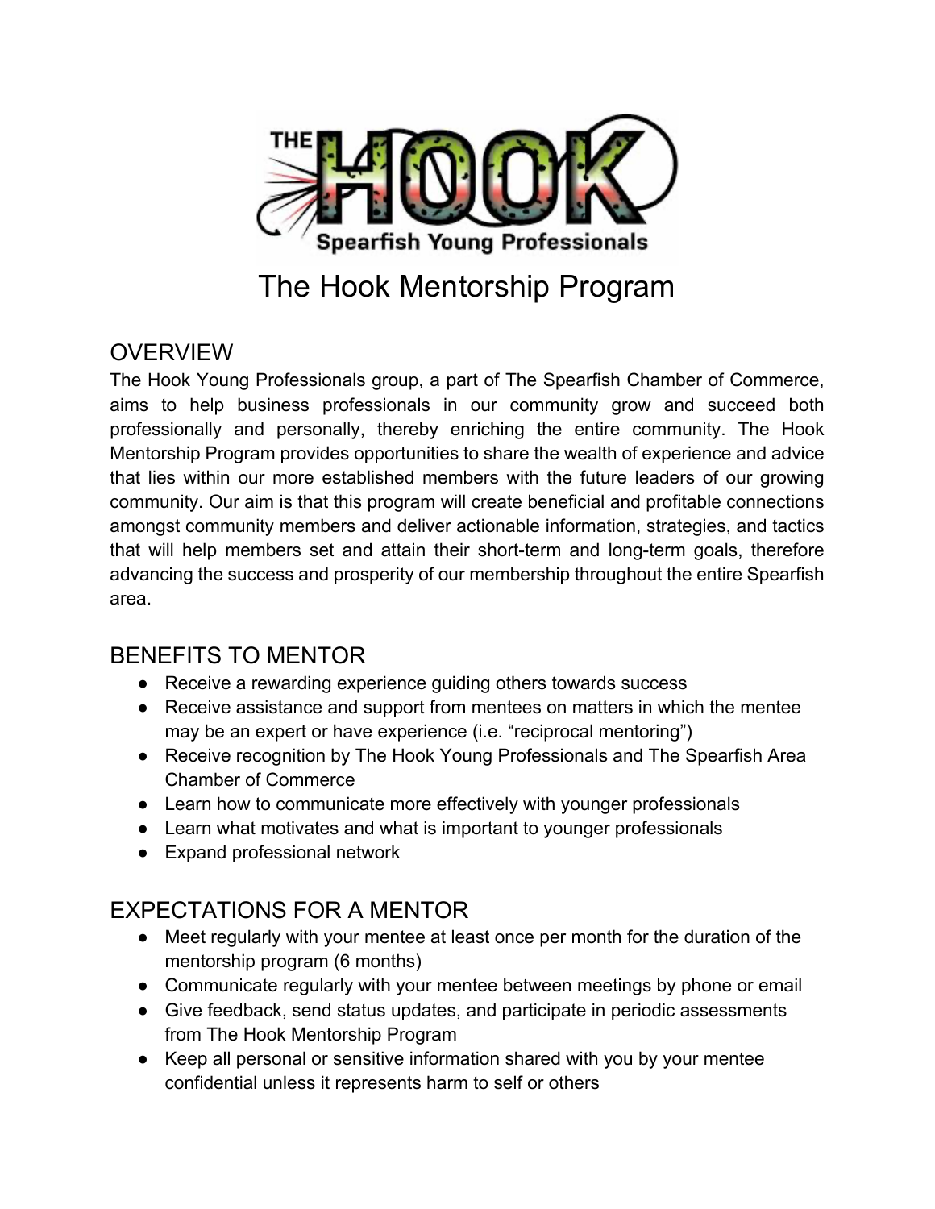# The Hook Mentorship Program

## OVERVIEW

The Hook Young Professionals group, a part of The Spearfish Chamber of Commerce, aims to help business professionals in our community grow and succeed both professionally and personally, thereby enriching the entire community. The Hook Mentorship Program provides opportunities to share the wealth of experience and advice that lies within our more established members with the future leaders of our growing community. Our aim is that this program will create beneficial and profitable connections amongst community members and deliver actionable information, strategies, and tactics that will help members set and attain their short-term and long-term goals, therefore advancing the success and prosperity of our membership throughout the entire Spearfish area.

## BENEFITS TO MENTOR

- Receive a rewarding experience guiding others towards success
- Receive assistance and support from mentees on matters in which the mentee may be an expert or have experience (i.e. "reciprocal mentoring")
- Receive recognition by The Hook Young Professionals and The Spearfish Area Chamber of Commerce
- Learn how to communicate more effectively with younger professionals
- Learn what motivates and what is important to younger professionals
- Expand professional network

## EXPECTATIONS FOR A MENTOR

- Meet regularly with your mentee at least once per month for the duration of the mentorship program (6 months)
- Communicate regularly with your mentee between meetings by phone or email
- Give feedback, send status updates, and participate in periodic assessments from The Hook Mentorship Program
- Keep all personal or sensitive information shared with you by your mentee confidential unless it represents harm to self or others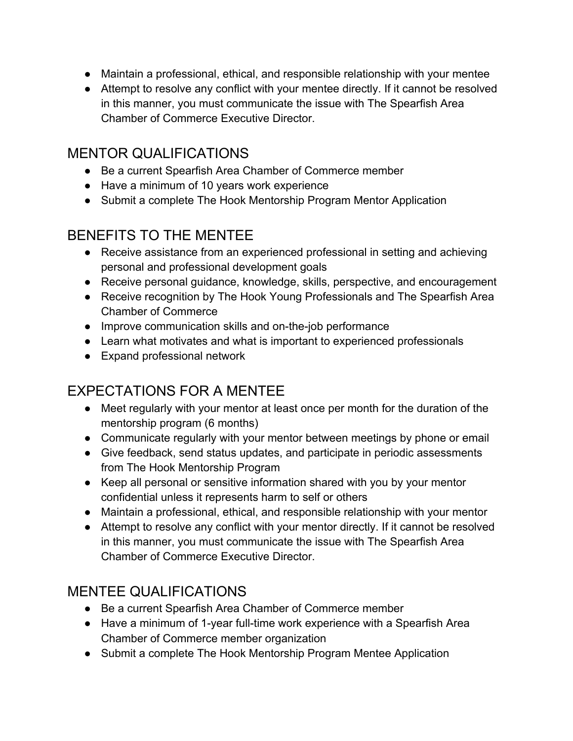- Maintain a professional, ethical, and responsible relationship with your mentee
- Attempt to resolve any conflict with your mentee directly. If it cannot be resolved in this manner, you must communicate the issue with The Spearfish Area Chamber of Commerce Executive Director.

## MENTOR QUALIFICATIONS

- Be a current Spearfish Area Chamber of Commerce member
- Have a minimum of 10 years work experience
- Submit a complete The Hook Mentorship Program Mentor Application

## BENEFITS TO THE MENTEE

- Receive assistance from an experienced professional in setting and achieving personal and professional development goals
- Receive personal guidance, knowledge, skills, perspective, and encouragement
- Receive recognition by The Hook Young Professionals and The Spearfish Area Chamber of Commerce
- Improve communication skills and on-the-job performance
- Learn what motivates and what is important to experienced professionals
- Expand professional network

## EXPECTATIONS FOR A MENTEE

- Meet regularly with your mentor at least once per month for the duration of the mentorship program (6 months)
- Communicate regularly with your mentor between meetings by phone or email
- Give feedback, send status updates, and participate in periodic assessments from The Hook Mentorship Program
- Keep all personal or sensitive information shared with you by your mentor confidential unless it represents harm to self or others
- Maintain a professional, ethical, and responsible relationship with your mentor
- Attempt to resolve any conflict with your mentor directly. If it cannot be resolved in this manner, you must communicate the issue with The Spearfish Area Chamber of Commerce Executive Director.

## MENTEE QUALIFICATIONS

- Be a current Spearfish Area Chamber of Commerce member
- Have a minimum of 1-year full-time work experience with a Spearfish Area Chamber of Commerce member organization
- Submit a complete The Hook Mentorship Program Mentee Application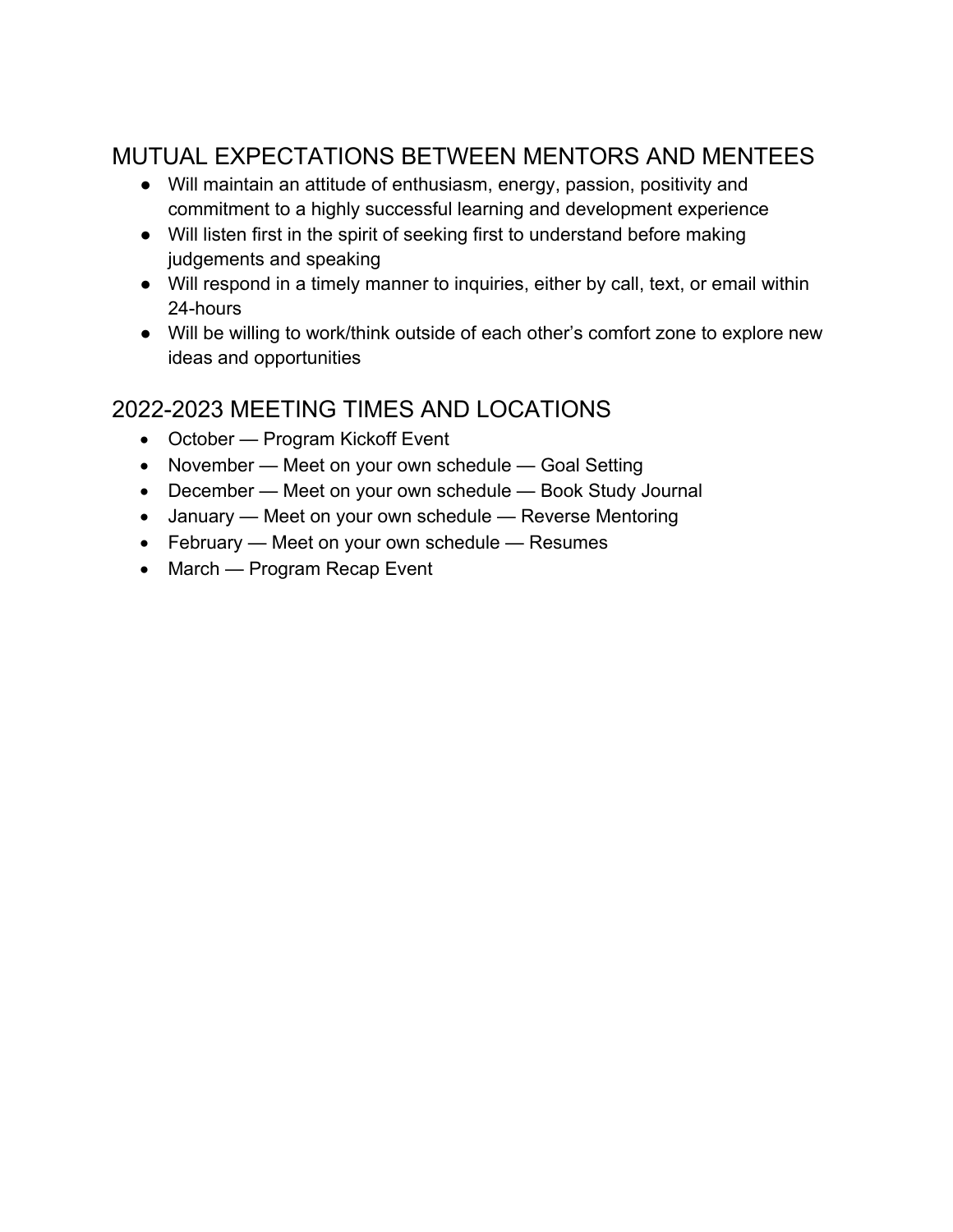## MUTUAL EXPECTATIONS BETWEEN MENTORS AND MENTEES

- Will maintain an attitude of enthusiasm, energy, passion, positivity and commitment to a highly successful learning and development experience
- Will listen first in the spirit of seeking first to understand before making judgements and speaking
- Will respond in a timely manner to inquiries, either by call, text, or email within 24-hours
- Will be willing to work/think outside of each other's comfort zone to explore new ideas and opportunities

## 2022-2023 MEETING TIMES AND LOCATIONS

- October — Program Kickoff Event
- November — Meet on your own schedule — Goal Setting
- December — Meet on your own schedule — Book Study Journal
- January — Meet on your own schedule — Reverse Mentoring
- February — Meet on your own schedule — Resumes
- March — Program Recap Event